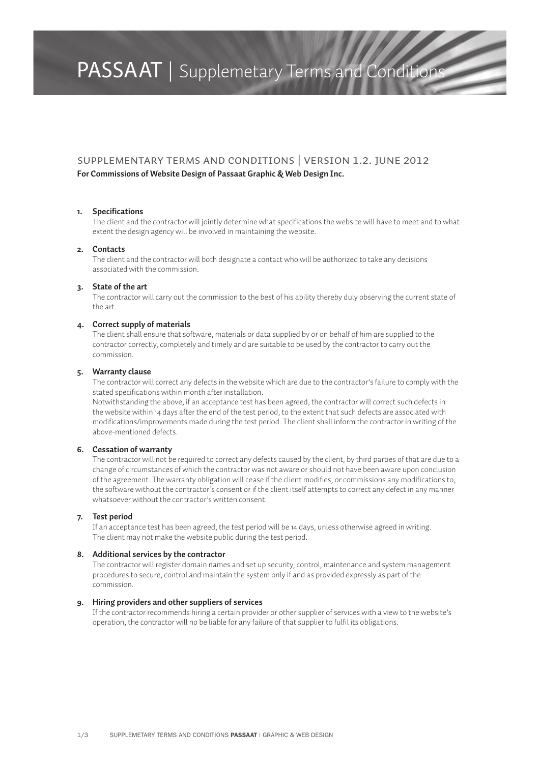# PASSAAT | Supplemetary Terms and Conditions

## SUPPLEMENTARY TERMS AND CONDITIONS | VERSION 1.2. JUNE 2012

**For Commissions of Website Design of Passaat Graphic & Web Design Inc.**

1. **Specifications**
   The client and the contractor will jointly determine what specifications the website will have to meet and to what extent the design agency will be involved in maintaining the website.

2. **Contacts**
   The client and the contractor will both designate a contact who will be authorized to take any decisions associated with the commission.

3. **State of the art**
   The contractor will carry out the commission to the best of his ability thereby duly observing the current state of the art.

4. **Correct supply of materials**
   The client shall ensure that software, materials or data supplied by or on behalf of him are supplied to the contractor correctly, completely and timely and are suitable to be used by the contractor to carry out the commission.

5. **Warranty clause**
   The contractor will correct any defects in the website which are due to the contractor's failure to comply with the stated specifications within month after installation.
   Notwithstanding the above, if an acceptance test has been agreed, the contractor will correct such defects in the website within 14 days after the end of the test period, to the extent that such defects are associated with modifications/improvements made during the test period. The client shall inform the contractor in writing of the above-mentioned defects.

6. **Cessation of warranty**
   The contractor will not be required to correct any defects caused by the client, by third parties of that are due to a change of circumstances of which the contractor was not aware or should not have been aware upon conclusion of the agreement. The warranty obligation will cease if the client modifies, or commissions any modifications to, the software without the contractor's consent or if the client itself attempts to correct any defect in any manner whatsoever without the contractor's written consent.

7. **Test period**
   If an acceptance test has been agreed, the test period will be 14 days, unless otherwise agreed in writing.
   The client may not make the website public during the test period.

8. **Additional services by the contractor**
   The contractor will register domain names and set up security, control, maintenance and system management procedures to secure, control and maintain the system only if and as provided expressly as part of the commission.

9. **Hiring providers and other suppliers of services**
   If the contractor recommends hiring a certain provider or other supplier of services with a view to the website's operation, the contractor will no be liable for any failure of that supplier to fulfil its obligations.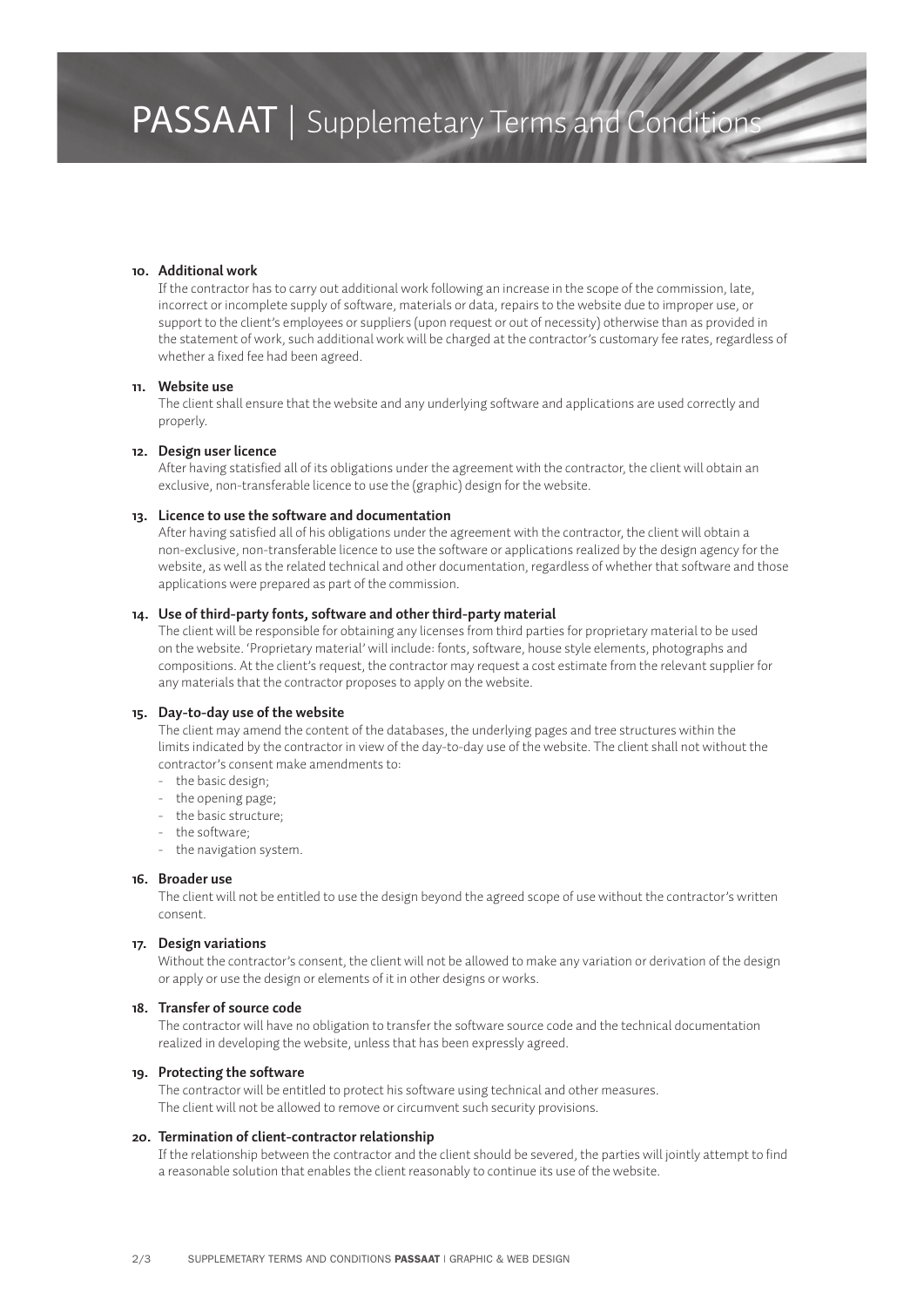# PASSAAT | Supplemetary Terms and Conditions

**10. Additional work**

If the contractor has to carry out additional work following an increase in the scope of the commission, late, incorrect or incomplete supply of software, materials or data, repairs to the website due to improper use, or support to the client's employees or suppliers (upon request or out of necessity) otherwise than as provided in the statement of work, such additional work will be charged at the contractor's customary fee rates, regardless of whether a fixed fee had been agreed.

**11. Website use**

The client shall ensure that the website and any underlying software and applications are used correctly and properly.

**12. Design user licence**

After having statisfied all of its obligations under the agreement with the contractor, the client will obtain an exclusive, non-transferable licence to use the (graphic) design for the website.

**13. Licence to use the software and documentation**

After having satisfied all of his obligations under the agreement with the contractor, the client will obtain a non-exclusive, non-transferable licence to use the software or applications realized by the design agency for the website, as well as the related technical and other documentation, regardless of whether that software and those applications were prepared as part of the commission.

**14. Use of third-party fonts, software and other third-party material**

The client will be responsible for obtaining any licenses from third parties for proprietary material to be used on the website. 'Proprietary material' will include: fonts, software, house style elements, photographs and compositions. At the client's request, the contractor may request a cost estimate from the relevant supplier for any materials that the contractor proposes to apply on the website.

**15. Day-to-day use of the website**

The client may amend the content of the databases, the underlying pages and tree structures within the limits indicated by the contractor in view of the day-to-day use of the website. The client shall not without the contractor's consent make amendments to:

- the basic design;
- the opening page;
- the basic structure;
- the software;
- the navigation system.

**16. Broader use**

The client will not be entitled to use the design beyond the agreed scope of use without the contractor's written consent.

**17. Design variations**

Without the contractor's consent, the client will not be allowed to make any variation or derivation of the design or apply or use the design or elements of it in other designs or works.

**18. Transfer of source code**

The contractor will have no obligation to transfer the software source code and the technical documentation realized in developing the website, unless that has been expressly agreed.

**19. Protecting the software**

The contractor will be entitled to protect his software using technical and other measures.
The client will not be allowed to remove or circumvent such security provisions.

**20. Termination of client-contractor relationship**

If the relationship between the contractor and the client should be severed, the parties will jointly attempt to find a reasonable solution that enables the client reasonably to continue its use of the website.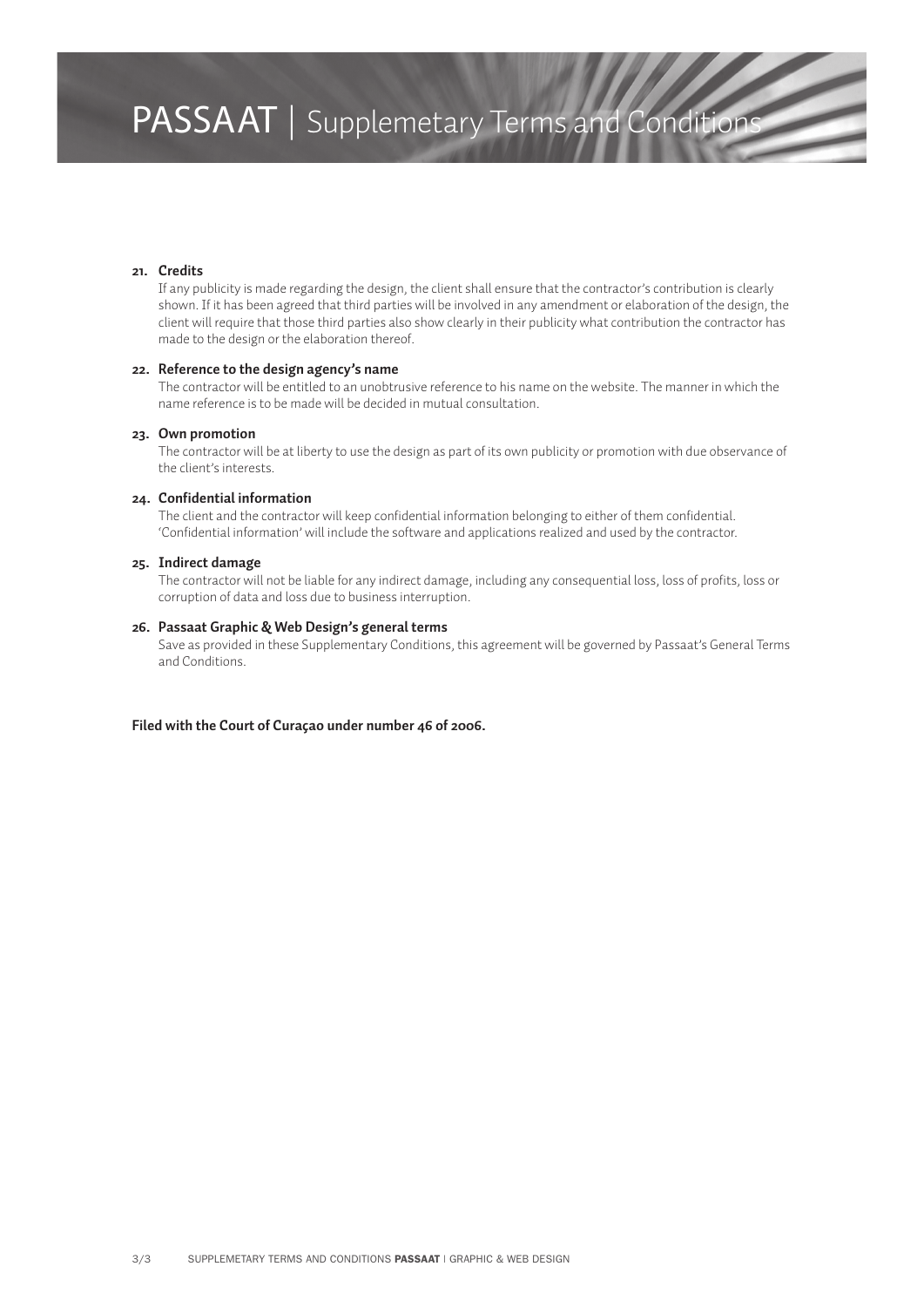# PASSAAT | Supplemetary Terms and Conditions

**21. Credits**

If any publicity is made regarding the design, the client shall ensure that the contractor's contribution is clearly shown. If it has been agreed that third parties will be involved in any amendment or elaboration of the design, the client will require that those third parties also show clearly in their publicity what contribution the contractor has made to the design or the elaboration thereof.

**22. Reference to the design agency's name**

The contractor will be entitled to an unobtrusive reference to his name on the website. The manner in which the name reference is to be made will be decided in mutual consultation.

**23. Own promotion**

The contractor will be at liberty to use the design as part of its own publicity or promotion with due observance of the client's interests.

**24. Confidential information**

The client and the contractor will keep confidential information belonging to either of them confidential. 'Confidential information' will include the software and applications realized and used by the contractor.

**25. Indirect damage**

The contractor will not be liable for any indirect damage, including any consequential loss, loss of profits, loss or corruption of data and loss due to business interruption.

**26. Passaat Graphic & Web Design's general terms**

Save as provided in these Supplementary Conditions, this agreement will be governed by Passaat's General Terms and Conditions.

**Filed with the Court of Curaçao under number 46 of 2006.**